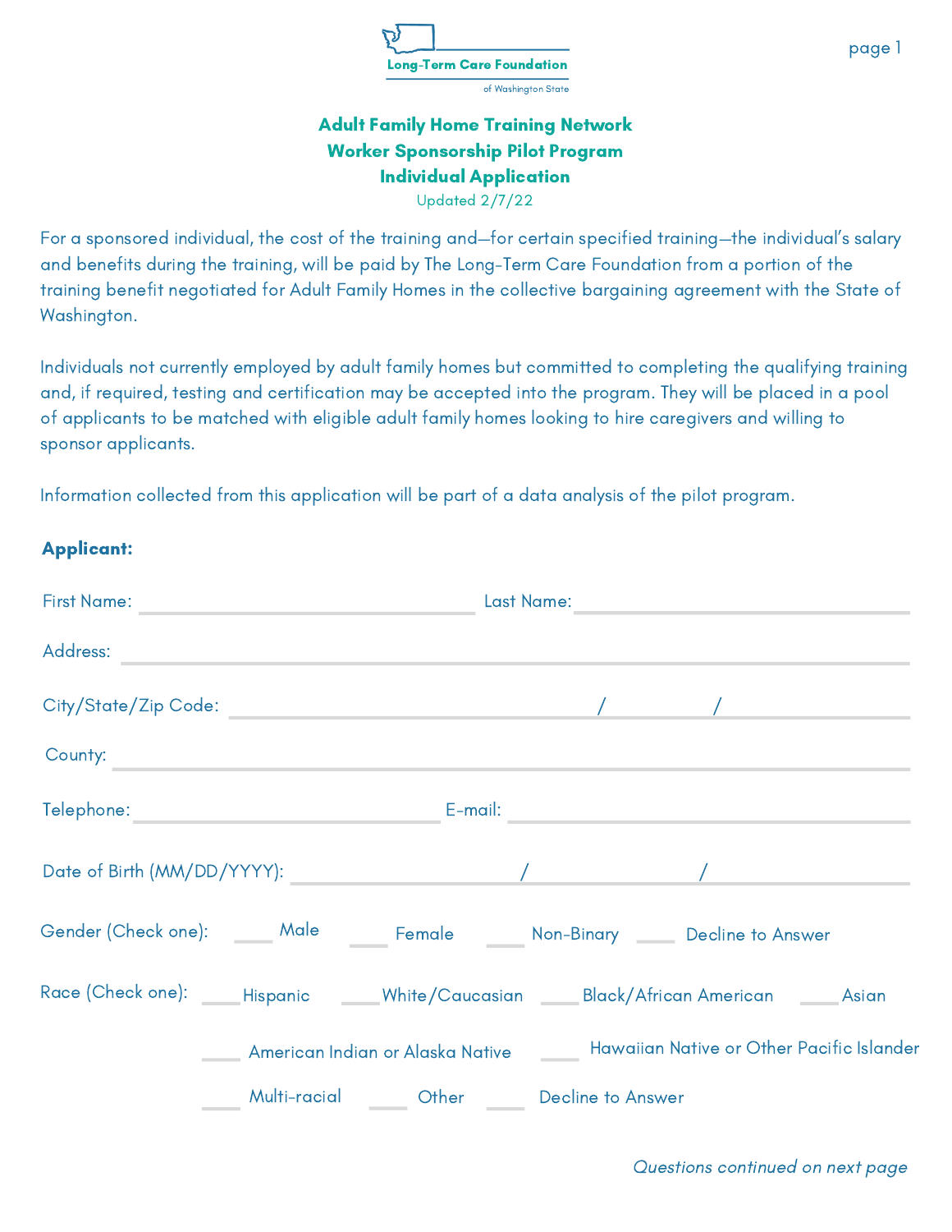Long-Term Care Foundation of Washington State

# Adult Family Home Training Network
## Worker Sponsorship Pilot Program
## Individual Application

Updated 2/7/22

For a sponsored individual, the cost of the training and—for certain specified training—the individual's salary and benefits during the training, will be paid by The Long-Term Care Foundation from a portion of the training benefit negotiated for Adult Family Homes in the collective bargaining agreement with the State of Washington.

Individuals not currently employed by adult family homes but committed to completing the qualifying training and, if required, testing and certification may be accepted into the program. They will be placed in a pool of applicants to be matched with eligible adult family homes looking to hire caregivers and willing to sponsor applicants.

Information collected from this application will be part of a data analysis of the pilot program.

**Applicant:**

First Name: ______________________ Last Name: ______________________

Address: ______________________

City/State/Zip Code: ____________ / ____________ / ____________

County: ______________________

Telephone: ______________________ E-mail: ______________________

Date of Birth (MM/DD/YYYY): ________ / ________ / ________

Gender (Check one): ____ Male ____ Female ____ Non-Binary ____ Decline to Answer

Race (Check one): ____ Hispanic ____ White/Caucasian ____ Black/African American ____ Asian ____ American Indian or Alaska Native ____ Hawaiian Native or Other Pacific Islander ____ Multi-racial ____ Other ____ Decline to Answer

*Questions continued on next page*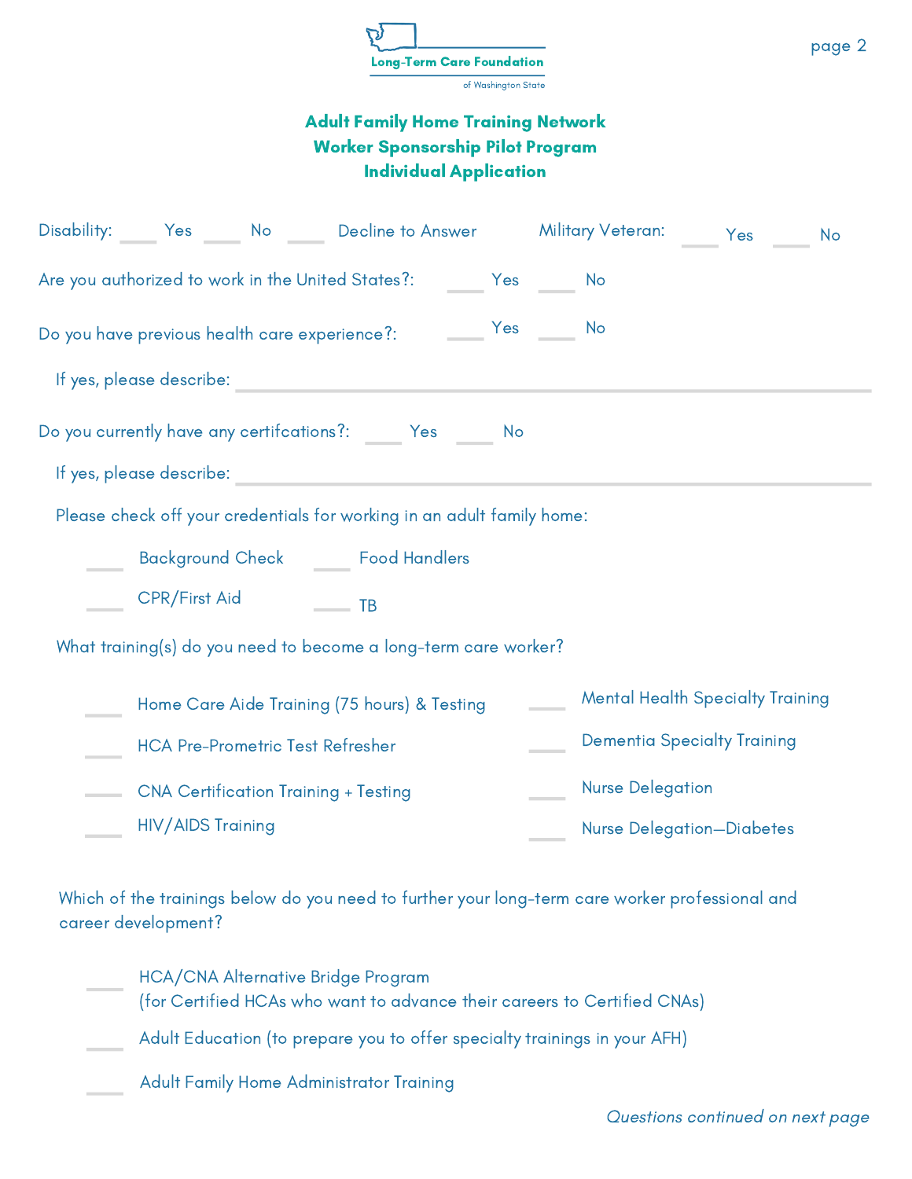Long-Term Care Foundation of Washington State

## Adult Family Home Training Network
## Worker Sponsorship Pilot Program
## Individual Application

Disability: ____ Yes ____ No ____ Decline to Answer Military Veteran: ____ Yes ____ No

Are you authorized to work in the United States?: ____ Yes ____ No

Do you have previous health care experience?: ____ Yes ____ No

If yes, please describe: ________________________________________

Do you currently have any certifcations?: ____ Yes ____ No

If yes, please describe: ________________________________________

Please check off your credentials for working in an adult family home:

- ____ Background Check
- ____ Food Handlers
- ____ CPR/First Aid
- ____ TB

What training(s) do you need to become a long-term care worker?

- ____ Home Care Aide Training (75 hours) & Testing
- ____ HCA Pre-Prometric Test Refresher
- ____ CNA Certification Training + Testing
- ____ HIV/AIDS Training
- ____ Mental Health Specialty Training
- ____ Dementia Specialty Training
- ____ Nurse Delegation
- ____ Nurse Delegation—Diabetes

Which of the trainings below do you need to further your long-term care worker professional and career development?

- ____ HCA/CNA Alternative Bridge Program (for Certified HCAs who want to advance their careers to Certified CNAs)
- ____ Adult Education (to prepare you to offer specialty trainings in your AFH)
- ____ Adult Family Home Administrator Training

*Questions continued on next page*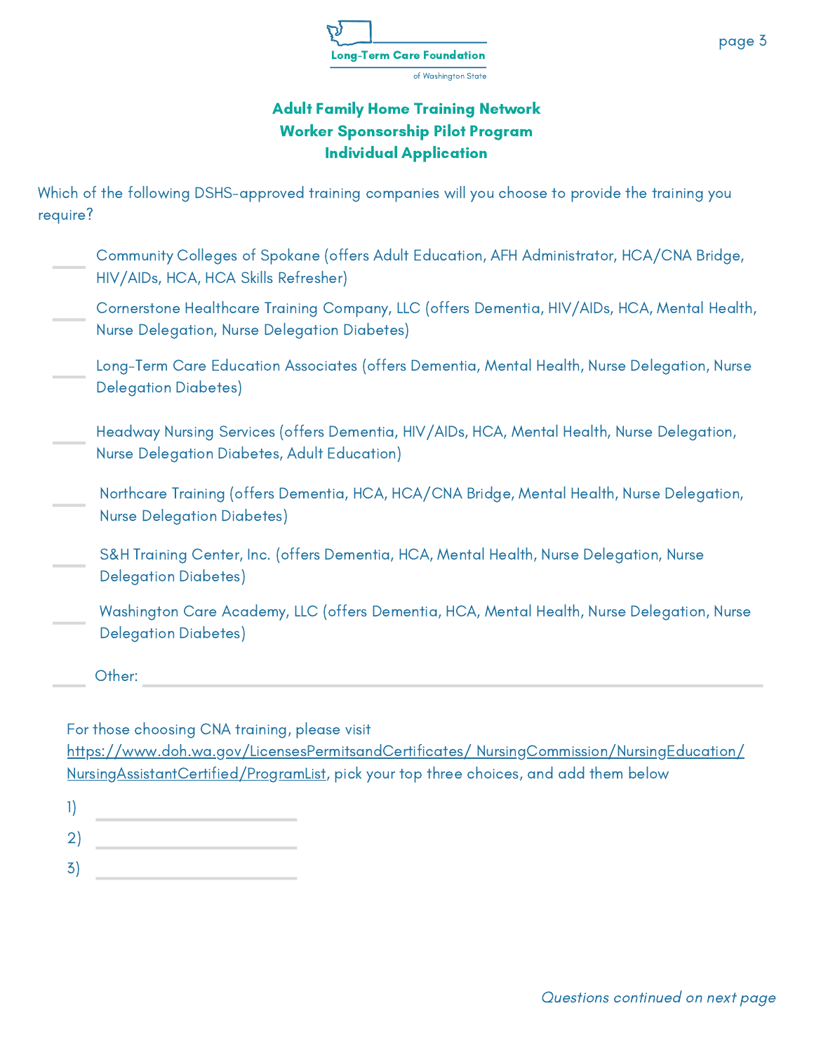**Long-Term Care Foundation**
of Washington State

## Adult Family Home Training Network
## Worker Sponsorship Pilot Program
## Individual Application

Which of the following DSHS-approved training companies will you choose to provide the training you require?

- ____ Community Colleges of Spokane (offers Adult Education, AFH Administrator, HCA/CNA Bridge, HIV/AIDs, HCA, HCA Skills Refresher)
- ____ Cornerstone Healthcare Training Company, LLC (offers Dementia, HIV/AIDs, HCA, Mental Health, Nurse Delegation, Nurse Delegation Diabetes)
- ____ Long-Term Care Education Associates (offers Dementia, Mental Health, Nurse Delegation, Nurse Delegation Diabetes)
- ____ Headway Nursing Services (offers Dementia, HIV/AIDs, HCA, Mental Health, Nurse Delegation, Nurse Delegation Diabetes, Adult Education)
- ____ Northcare Training (offers Dementia, HCA, HCA/CNA Bridge, Mental Health, Nurse Delegation, Nurse Delegation Diabetes)
- ____ S&H Training Center, Inc. (offers Dementia, HCA, Mental Health, Nurse Delegation, Nurse Delegation Diabetes)
- ____ Washington Care Academy, LLC (offers Dementia, HCA, Mental Health, Nurse Delegation, Nurse Delegation Diabetes)
- ____ Other: ________________________________

For those choosing CNA training, please visit https://www.doh.wa.gov/LicensesPermitsandCertificates/NursingCommission/NursingEducation/NursingAssistantCertified/ProgramList, pick your top three choices, and add them below

1) ____________________
2) ____________________
3) ____________________

*Questions continued on next page*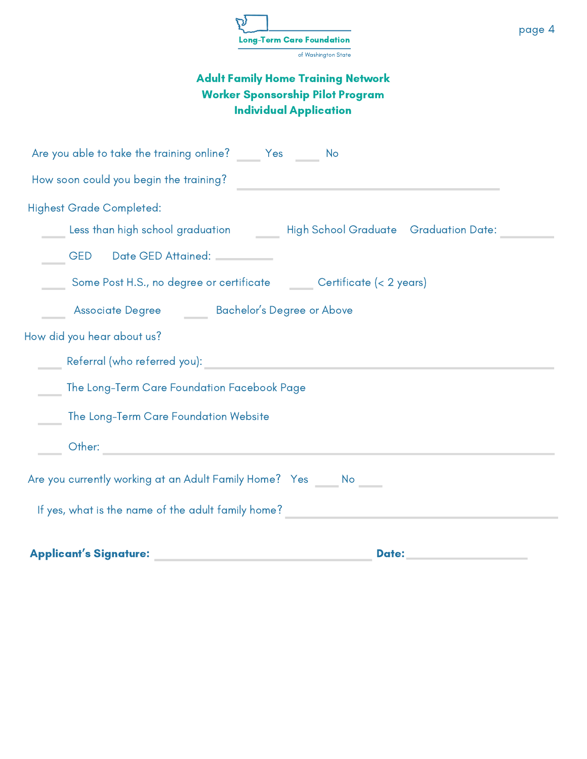Long-Term Care Foundation
of Washington State

## Adult Family Home Training Network
## Worker Sponsorship Pilot Program
## Individual Application

Are you able to take the training online? ____ Yes ____ No

How soon could you begin the training? ______________________________

Highest Grade Completed:

____ Less than high school graduation ____ High School Graduate Graduation Date: ________

____ GED Date GED Attained: ________

____ Some Post H.S., no degree or certificate ____ Certificate (< 2 years)

____ Associate Degree ____ Bachelor's Degree or Above

How did you hear about us?

____ Referral (who referred you): ______________________________

____ The Long-Term Care Foundation Facebook Page

____ The Long-Term Care Foundation Website

____ Other: ______________________________

Are you currently working at an Adult Family Home? Yes ____ No ____

If yes, what is the name of the adult family home? ______________________________

**Applicant's Signature:** ______________________________ **Date:** ______________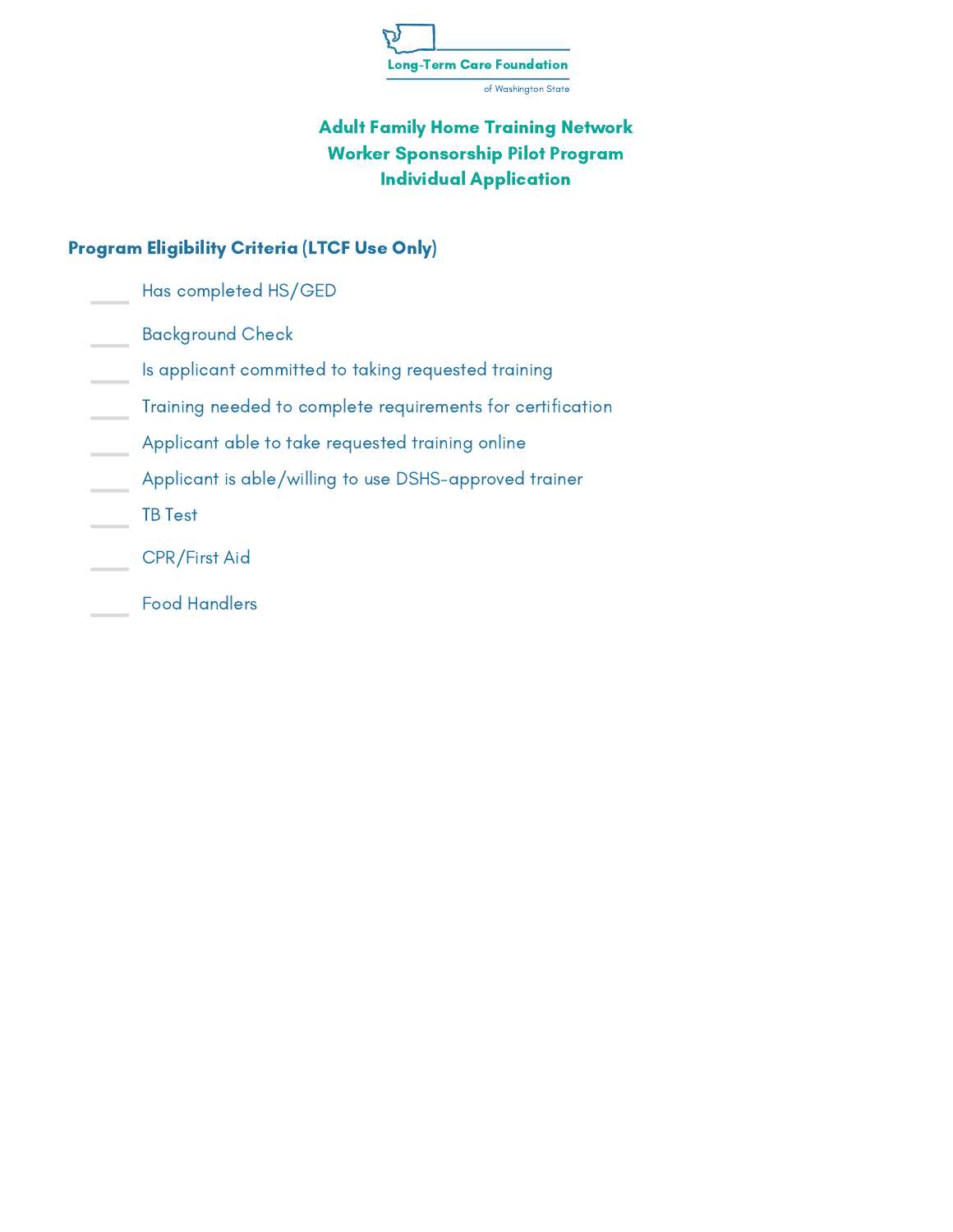Long-Term Care Foundation
of Washington State

# Adult Family Home Training Network
# Worker Sponsorship Pilot Program
# Individual Application

## Program Eligibility Criteria (LTCF Use Only)

____ Has completed HS/GED

____ Background Check

____ Is applicant committed to taking requested training

____ Training needed to complete requirements for certification

____ Applicant able to take requested training online

____ Applicant is able/willing to use DSHS-approved trainer

____ TB Test

____ CPR/First Aid

____ Food Handlers